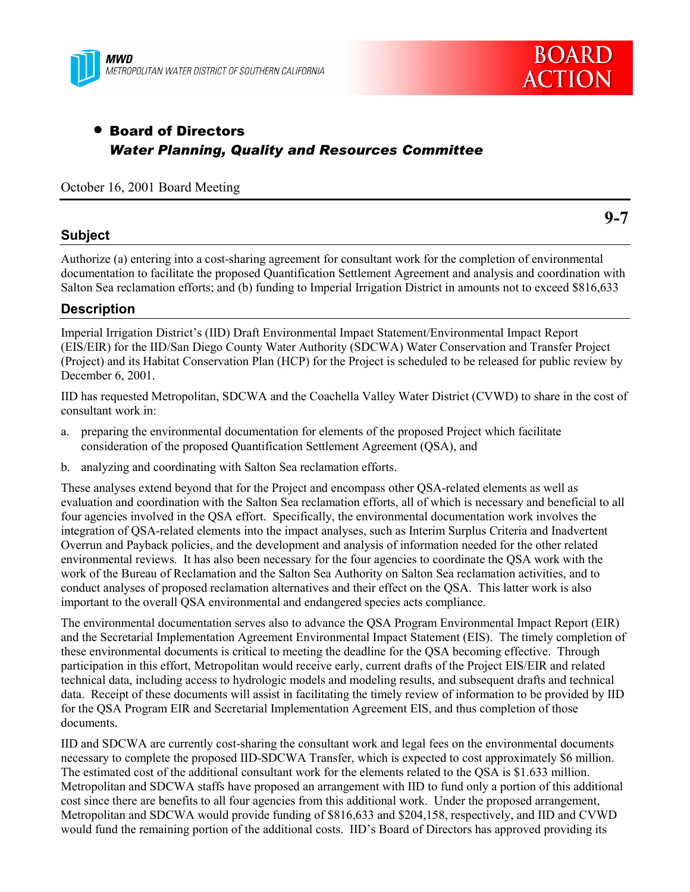MWD
METROPOLITAN WATER DISTRICT OF SOUTHERN CALIFORNIA

BOARD ACTION

- **Board of Directors**
  ***Water Planning, Quality and Resources Committee***

October 16, 2001 Board Meeting

**9-7**

## Subject

Authorize (a) entering into a cost-sharing agreement for consultant work for the completion of environmental documentation to facilitate the proposed Quantification Settlement Agreement and analysis and coordination with Salton Sea reclamation efforts; and (b) funding to Imperial Irrigation District in amounts not to exceed $816,633

## Description

Imperial Irrigation District's (IID) Draft Environmental Impact Statement/Environmental Impact Report (EIS/EIR) for the IID/San Diego County Water Authority (SDCWA) Water Conservation and Transfer Project (Project) and its Habitat Conservation Plan (HCP) for the Project is scheduled to be released for public review by December 6, 2001.

IID has requested Metropolitan, SDCWA and the Coachella Valley Water District (CVWD) to share in the cost of consultant work in:

a. preparing the environmental documentation for elements of the proposed Project which facilitate consideration of the proposed Quantification Settlement Agreement (QSA), and

b. analyzing and coordinating with Salton Sea reclamation efforts.

These analyses extend beyond that for the Project and encompass other QSA-related elements as well as evaluation and coordination with the Salton Sea reclamation efforts, all of which is necessary and beneficial to all four agencies involved in the QSA effort. Specifically, the environmental documentation work involves the integration of QSA-related elements into the impact analyses, such as Interim Surplus Criteria and Inadvertent Overrun and Payback policies, and the development and analysis of information needed for the other related environmental reviews. It has also been necessary for the four agencies to coordinate the QSA work with the work of the Bureau of Reclamation and the Salton Sea Authority on Salton Sea reclamation activities, and to conduct analyses of proposed reclamation alternatives and their effect on the QSA. This latter work is also important to the overall QSA environmental and endangered species acts compliance.

The environmental documentation serves also to advance the QSA Program Environmental Impact Report (EIR) and the Secretarial Implementation Agreement Environmental Impact Statement (EIS). The timely completion of these environmental documents is critical to meeting the deadline for the QSA becoming effective. Through participation in this effort, Metropolitan would receive early, current drafts of the Project EIS/EIR and related technical data, including access to hydrologic models and modeling results, and subsequent drafts and technical data. Receipt of these documents will assist in facilitating the timely review of information to be provided by IID for the QSA Program EIR and Secretarial Implementation Agreement EIS, and thus completion of those documents.

IID and SDCWA are currently cost-sharing the consultant work and legal fees on the environmental documents necessary to complete the proposed IID-SDCWA Transfer, which is expected to cost approximately $6 million. The estimated cost of the additional consultant work for the elements related to the QSA is $1.633 million. Metropolitan and SDCWA staffs have proposed an arrangement with IID to fund only a portion of this additional cost since there are benefits to all four agencies from this additional work. Under the proposed arrangement, Metropolitan and SDCWA would provide funding of $816,633 and $204,158, respectively, and IID and CVWD would fund the remaining portion of the additional costs. IID's Board of Directors has approved providing its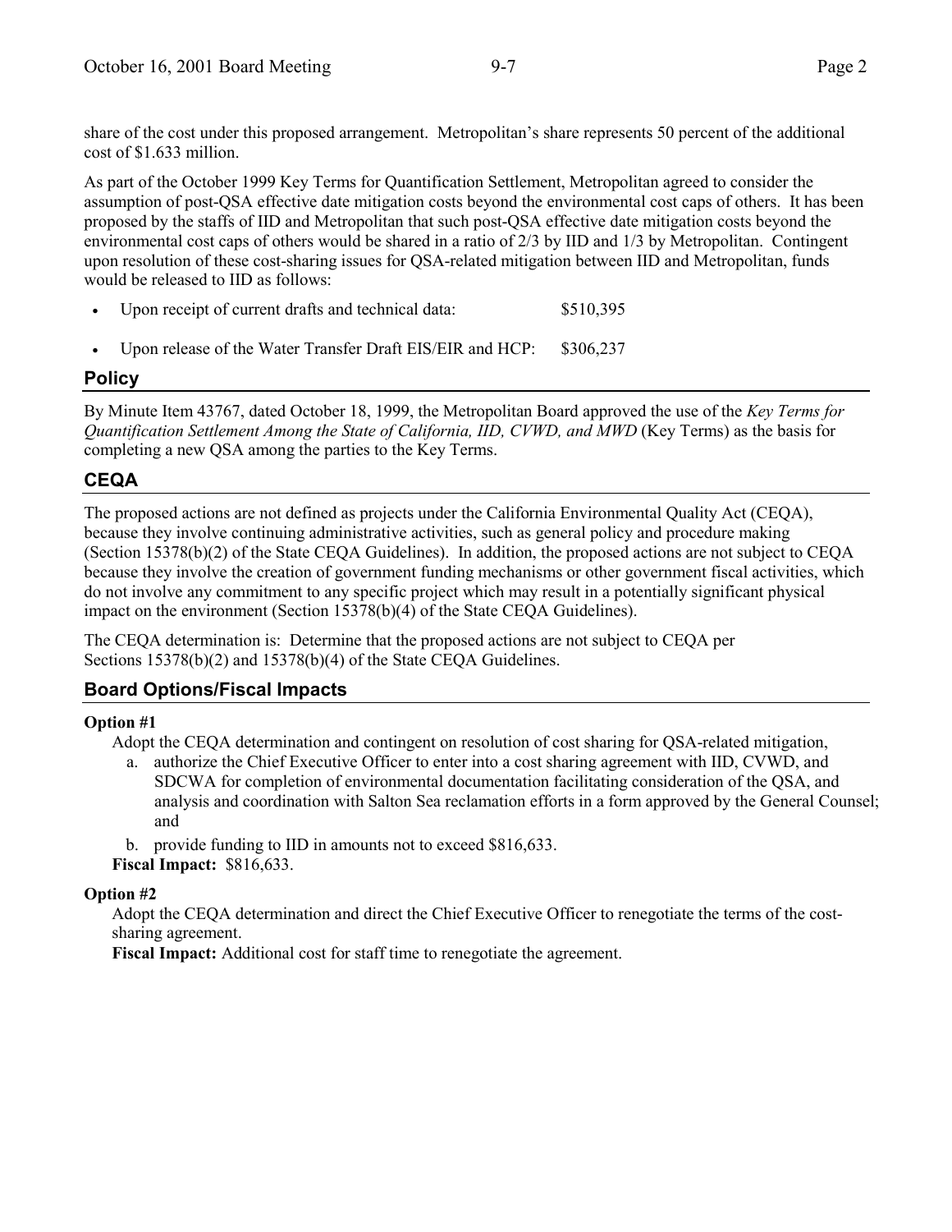share of the cost under this proposed arrangement. Metropolitan's share represents 50 percent of the additional cost of $1.633 million.

As part of the October 1999 Key Terms for Quantification Settlement, Metropolitan agreed to consider the assumption of post-QSA effective date mitigation costs beyond the environmental cost caps of others. It has been proposed by the staffs of IID and Metropolitan that such post-QSA effective date mitigation costs beyond the environmental cost caps of others would be shared in a ratio of 2/3 by IID and 1/3 by Metropolitan. Contingent upon resolution of these cost-sharing issues for QSA-related mitigation between IID and Metropolitan, funds would be released to IID as follows:

- Upon receipt of current drafts and technical data: $510,395
- Upon release of the Water Transfer Draft EIS/EIR and HCP: $306,237

## Policy

By Minute Item 43767, dated October 18, 1999, the Metropolitan Board approved the use of the *Key Terms for Quantification Settlement Among the State of California, IID, CVWD, and MWD* (Key Terms) as the basis for completing a new QSA among the parties to the Key Terms.

## CEQA

The proposed actions are not defined as projects under the California Environmental Quality Act (CEQA), because they involve continuing administrative activities, such as general policy and procedure making (Section 15378(b)(2) of the State CEQA Guidelines). In addition, the proposed actions are not subject to CEQA because they involve the creation of government funding mechanisms or other government fiscal activities, which do not involve any commitment to any specific project which may result in a potentially significant physical impact on the environment (Section 15378(b)(4) of the State CEQA Guidelines).

The CEQA determination is: Determine that the proposed actions are not subject to CEQA per Sections 15378(b)(2) and 15378(b)(4) of the State CEQA Guidelines.

## Board Options/Fiscal Impacts

**Option #1**

Adopt the CEQA determination and contingent on resolution of cost sharing for QSA-related mitigation,

a. authorize the Chief Executive Officer to enter into a cost sharing agreement with IID, CVWD, and SDCWA for completion of environmental documentation facilitating consideration of the QSA, and analysis and coordination with Salton Sea reclamation efforts in a form approved by the General Counsel; and

b. provide funding to IID in amounts not to exceed $816,633.

**Fiscal Impact:** $816,633.

**Option #2**

Adopt the CEQA determination and direct the Chief Executive Officer to renegotiate the terms of the cost-sharing agreement.

**Fiscal Impact:** Additional cost for staff time to renegotiate the agreement.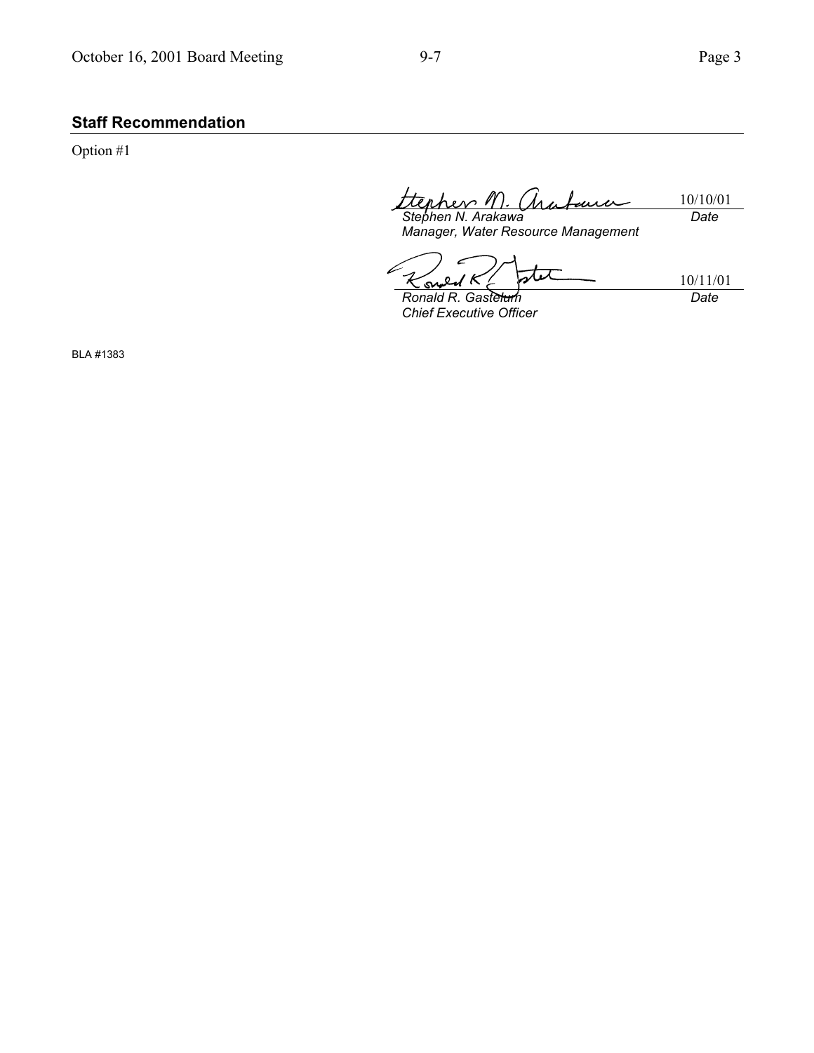## Staff Recommendation

Option #1

*Stephen N. Arakawa*
*Manager, Water Resource Management*

10/10/01
*Date*

*Ronald R. Gastelum*
*Chief Executive Officer*

10/11/01
*Date*

BLA #1383